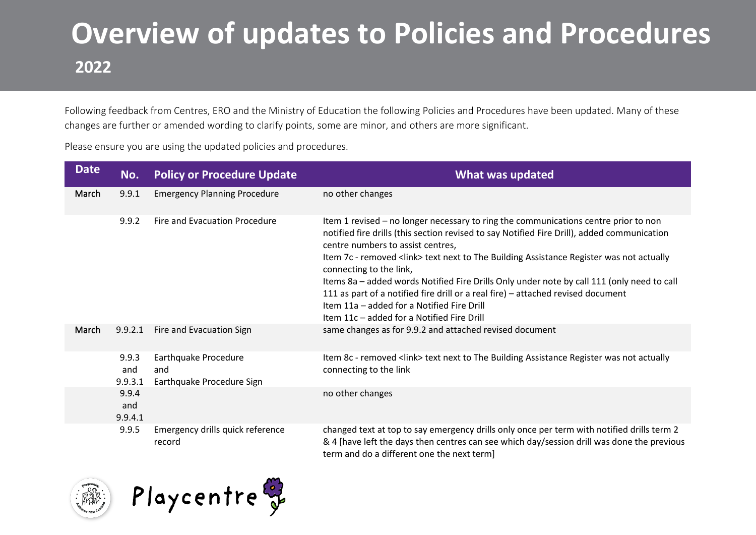# Overview of updates to Policies and Procedures

## 2022

Following feedback from Centres, ERO and the Ministry of Education the following Policies and Procedures have been updated. Many of these changes are further or amended wording to clarify points, some are minor, and others are more significant.

Please ensure you are using the updated policies and procedures.

| Date | No. | Policy or Procedure Update | What was updated |
|---|---|---|---|
| March | 9.9.1 | Emergency Planning Procedure | no other changes |
| | 9.9.2 | Fire and Evacuation Procedure | Item 1 revised – no longer necessary to ring the communications centre prior to non notified fire drills (this section revised to say Notified Fire Drill), added communication centre numbers to assist centres,<br>Item 7c - removed <link> text next to The Building Assistance Register was not actually connecting to the link,<br>Items 8a – added words Notified Fire Drills Only under note by call 111 (only need to call 111 as part of a notified fire drill or a real fire) – attached revised document<br>Item 11a – added for a Notified Fire Drill<br>Item 11c – added for a Notified Fire Drill |
| March | 9.9.2.1 | Fire and Evacuation Sign | same changes as for 9.9.2 and attached revised document |
| | 9.9.3 and 9.9.3.1 | Earthquake Procedure and Earthquake Procedure Sign | Item 8c - removed <link> text next to The Building Assistance Register was not actually connecting to the link |
| | 9.9.4 and 9.9.4.1 | | no other changes |
| | 9.9.5 | Emergency drills quick reference record | changed text at top to say emergency drills only once per term with notified drills term 2 & 4 [have left the days then centres can see which day/session drill was done the previous term and do a different one the next term] |

Playcentre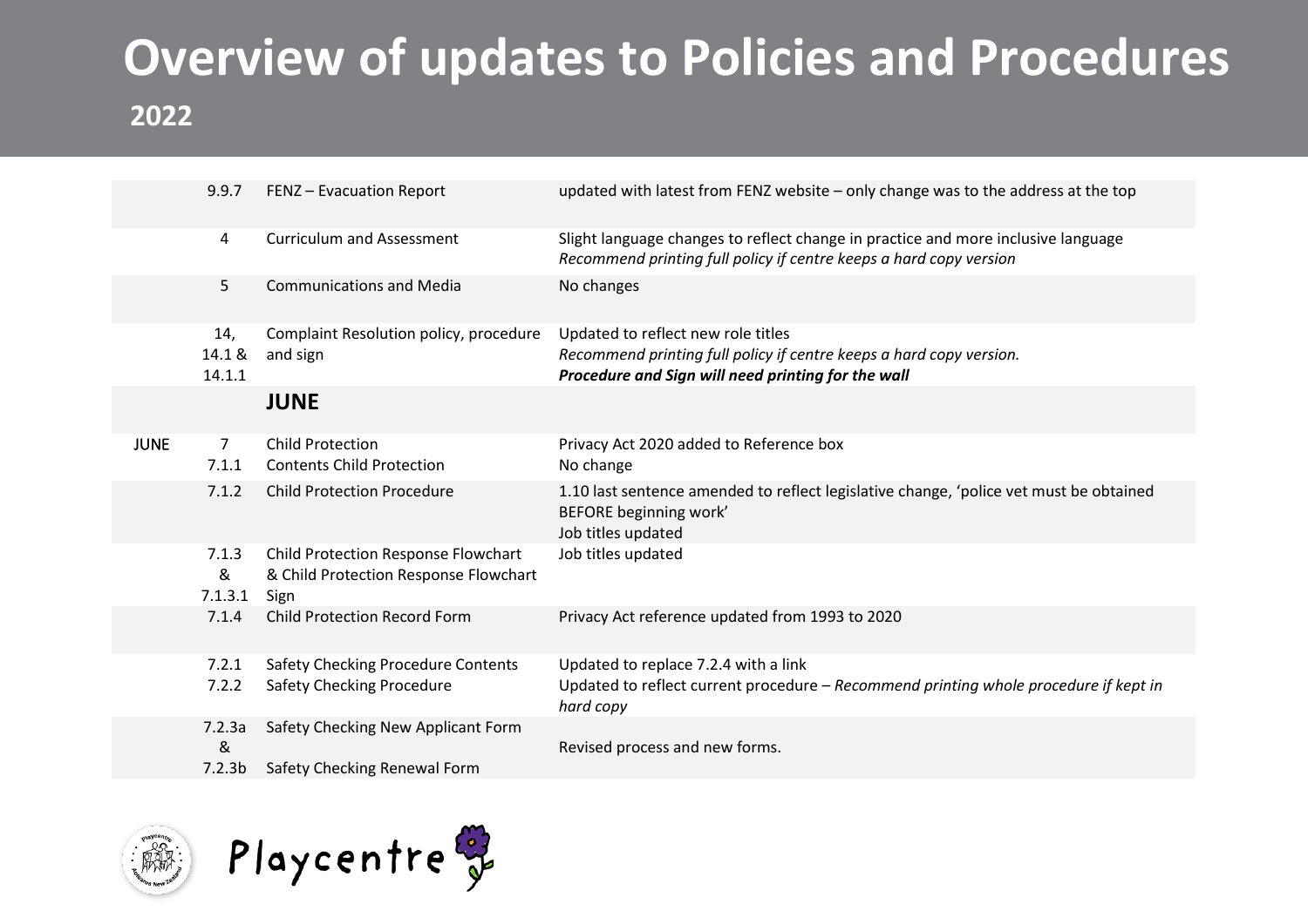# Overview of updates to Policies and Procedures

## 2022

| | | | |
|---|---|---|---|
| | 9.9.7 | FENZ – Evacuation Report | updated with latest from FENZ website – only change was to the address at the top |
| | 4 | Curriculum and Assessment | Slight language changes to reflect change in practice and more inclusive language<br>*Recommend printing full policy if centre keeps a hard copy version* |
| | 5 | Communications and Media | No changes |
| | 14, 14.1 & 14.1.1 | Complaint Resolution policy, procedure and sign | Updated to reflect new role titles<br>*Recommend printing full policy if centre keeps a hard copy version.*<br>***Procedure and Sign will need printing for the wall*** |
| | | **JUNE** | |
| JUNE | 7<br>7.1.1 | Child Protection<br>Contents Child Protection | Privacy Act 2020 added to Reference box<br>No change |
| | 7.1.2 | Child Protection Procedure | 1.10 last sentence amended to reflect legislative change, 'police vet must be obtained BEFORE beginning work'<br>Job titles updated |
| | 7.1.3 & 7.1.3.1 | Child Protection Response Flowchart & Child Protection Response Flowchart Sign | Job titles updated |
| | 7.1.4 | Child Protection Record Form | Privacy Act reference updated from 1993 to 2020 |
| | 7.2.1<br>7.2.2 | Safety Checking Procedure Contents<br>Safety Checking Procedure | Updated to replace 7.2.4 with a link<br>Updated to reflect current procedure – *Recommend printing whole procedure if kept in hard copy* |
| | 7.2.3a & 7.2.3b | Safety Checking New Applicant Form<br>Safety Checking Renewal Form | Revised process and new forms. |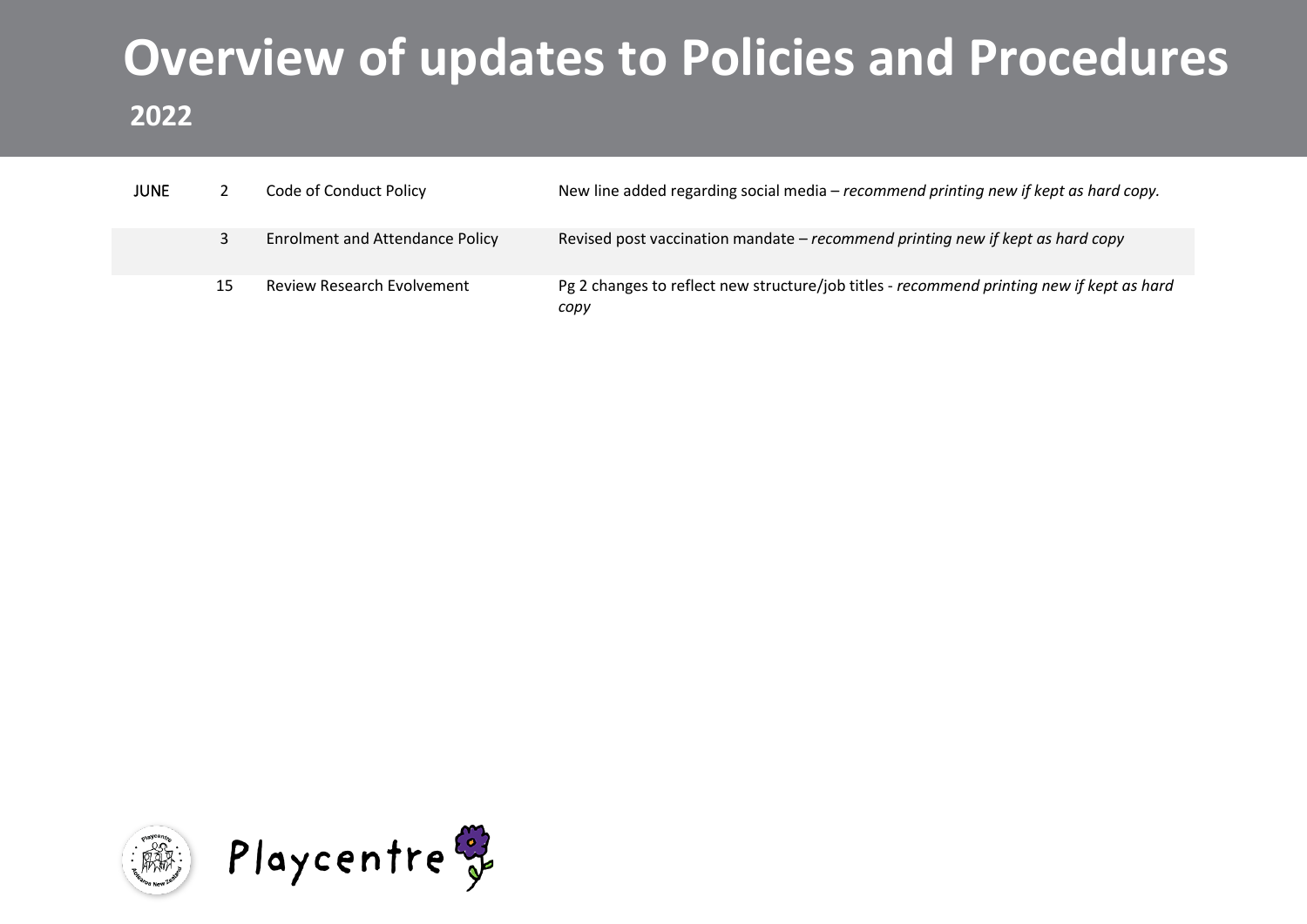# Overview of updates to Policies and Procedures

## 2022

| | | | |
|---|---|---|---|
| JUNE | 2 | Code of Conduct Policy | New line added regarding social media – *recommend printing new if kept as hard copy.* |
| | 3 | Enrolment and Attendance Policy | Revised post vaccination mandate – *recommend printing new if kept as hard copy* |
| | 15 | Review Research Evolvement | Pg 2 changes to reflect new structure/job titles - *recommend printing new if kept as hard copy* |

Playcentre